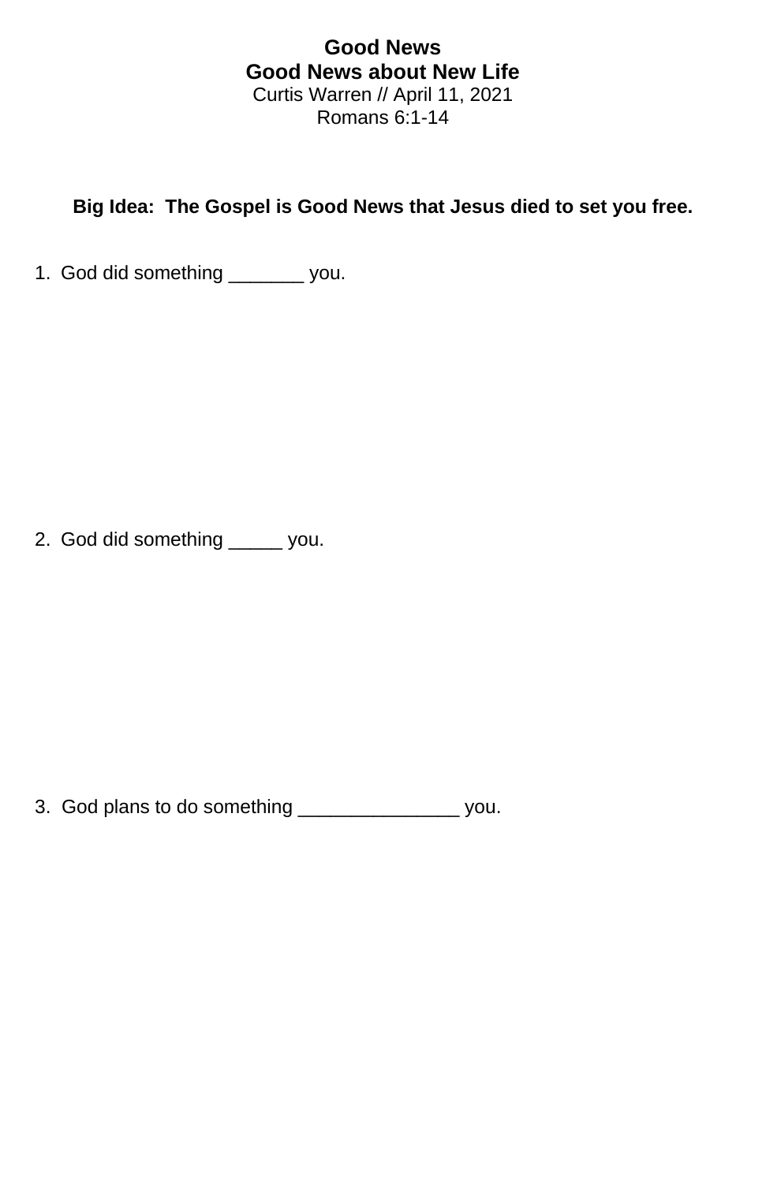# Good News

## Good News about New Life

Curtis Warren // April 11, 2021

Romans 6:1-14

**Big Idea: The Gospel is Good News that Jesus died to set you free.**

1. God did something _______ you.

2. God did something _____ you.

3. God plans to do something _______________ you.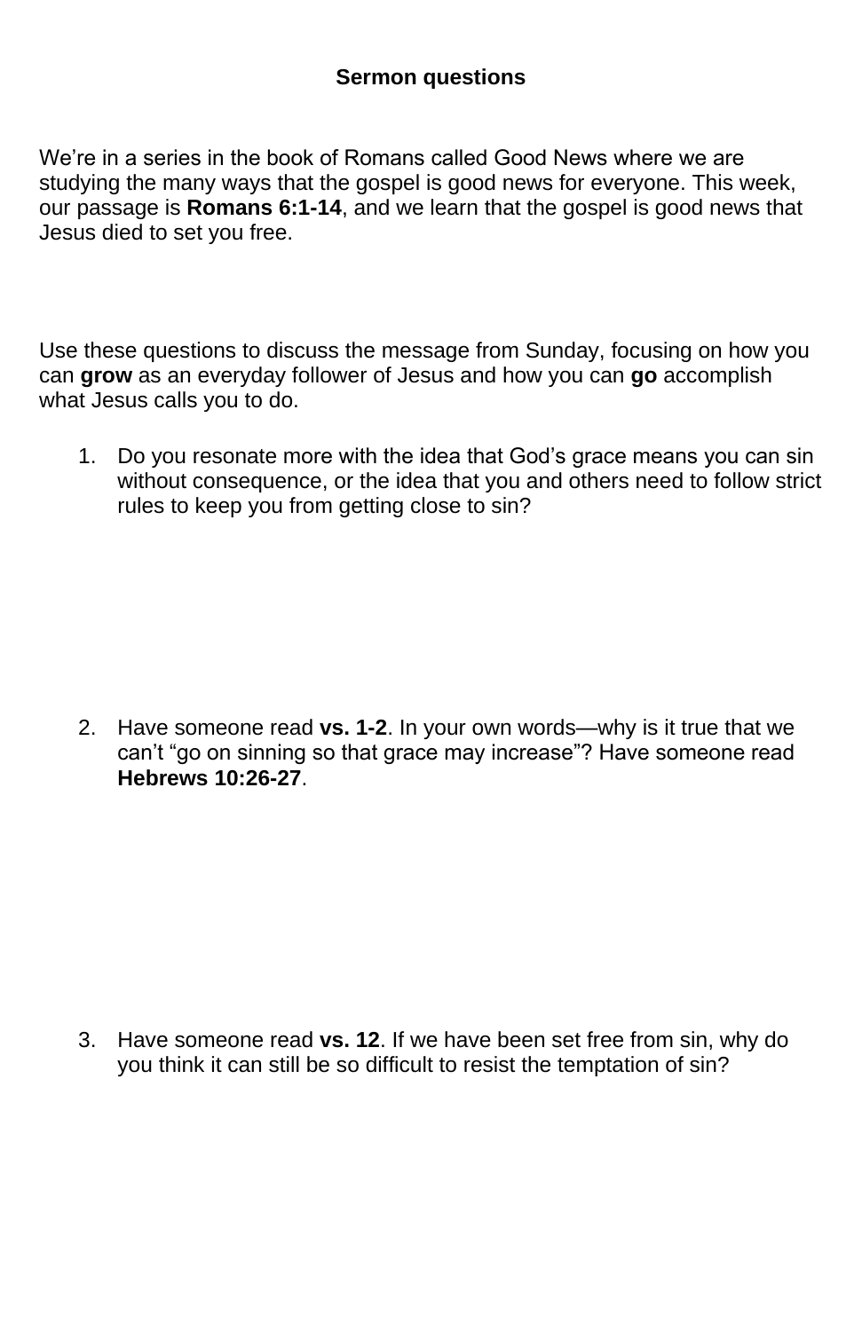**Sermon questions**

We're in a series in the book of Romans called Good News where we are studying the many ways that the gospel is good news for everyone. This week, our passage is **Romans 6:1-14**, and we learn that the gospel is good news that Jesus died to set you free.

Use these questions to discuss the message from Sunday, focusing on how you can **grow** as an everyday follower of Jesus and how you can **go** accomplish what Jesus calls you to do.

1. Do you resonate more with the idea that God's grace means you can sin without consequence, or the idea that you and others need to follow strict rules to keep you from getting close to sin?

2. Have someone read **vs. 1-2**. In your own words—why is it true that we can't "go on sinning so that grace may increase"? Have someone read **Hebrews 10:26-27**.

3. Have someone read **vs. 12**. If we have been set free from sin, why do you think it can still be so difficult to resist the temptation of sin?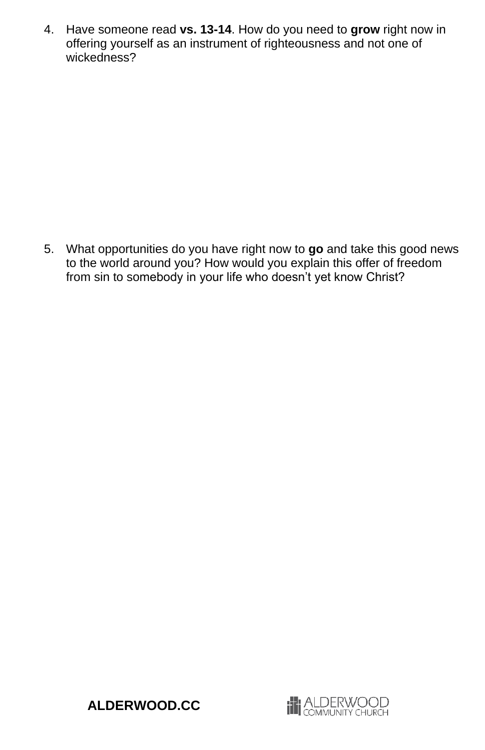4. Have someone read **vs. 13-14**. How do you need to **grow** right now in offering yourself as an instrument of righteousness and not one of wickedness?

5. What opportunities do you have right now to **go** and take this good news to the world around you? How would you explain this offer of freedom from sin to somebody in your life who doesn't yet know Christ?

**ALDERWOOD.CC**

ALDERWOOD COMMUNITY CHURCH